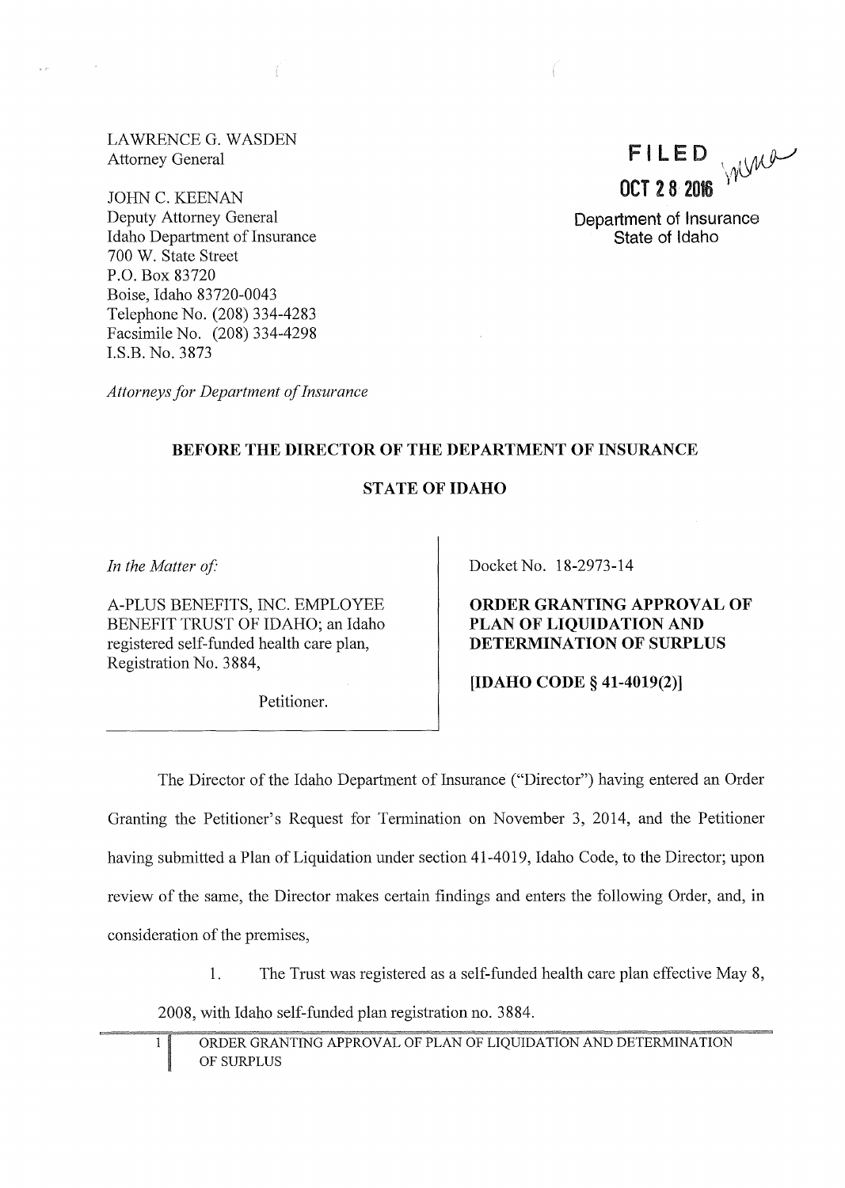LAWRENCE G. WASDEN
Attorney General

JOHN C. KEENAN
Deputy Attorney General
Idaho Department of Insurance
700 W. State Street
P.O. Box 83720
Boise, Idaho 83720-0043
Telephone No. (208) 334-4283
Facsimile No. (208) 334-4298
I.S.B. No. 3873

*Attorneys for Department of Insurance*

**FILED**
**OCT 28 2016**
Department of Insurance
State of Idaho

**BEFORE THE DIRECTOR OF THE DEPARTMENT OF INSURANCE**

**STATE OF IDAHO**

*In the Matter of:*

A-PLUS BENEFITS, INC. EMPLOYEE BENEFIT TRUST OF IDAHO; an Idaho registered self-funded health care plan, Registration No. 3884,

Petitioner.

Docket No. 18-2973-14

**ORDER GRANTING APPROVAL OF PLAN OF LIQUIDATION AND DETERMINATION OF SURPLUS**

**[IDAHO CODE § 41-4019(2)]**

The Director of the Idaho Department of Insurance ("Director") having entered an Order Granting the Petitioner's Request for Termination on November 3, 2014, and the Petitioner having submitted a Plan of Liquidation under section 41-4019, Idaho Code, to the Director; upon review of the same, the Director makes certain findings and enters the following Order, and, in consideration of the premises,

1. The Trust was registered as a self-funded health care plan effective May 8, 2008, with Idaho self-funded plan registration no. 3884.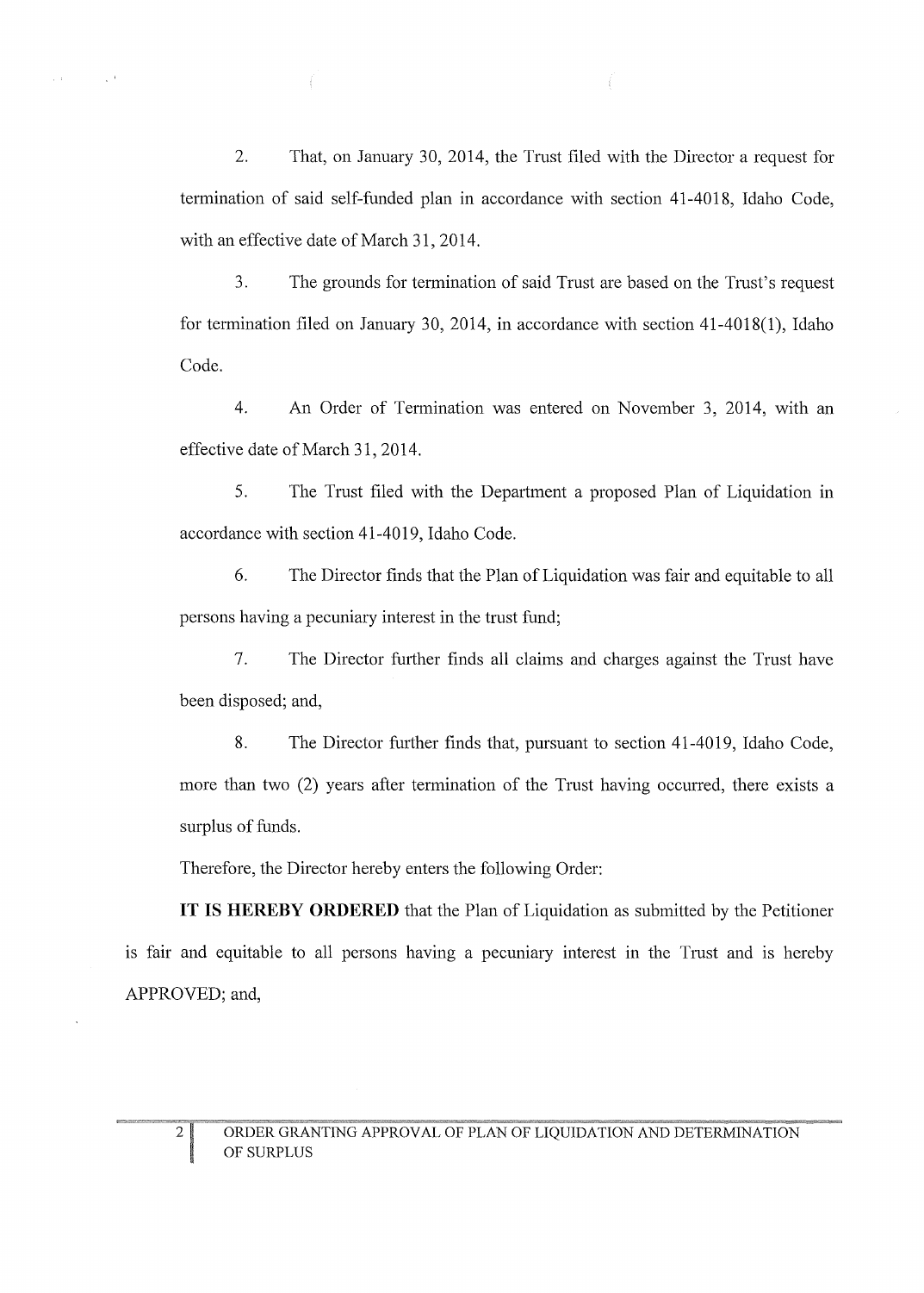2. That, on January 30, 2014, the Trust filed with the Director a request for termination of said self-funded plan in accordance with section 41-4018, Idaho Code, with an effective date of March 31, 2014.

3. The grounds for termination of said Trust are based on the Trust's request for termination filed on January 30, 2014, in accordance with section 41-4018(1), Idaho Code.

4. An Order of Termination was entered on November 3, 2014, with an effective date of March 31, 2014.

5. The Trust filed with the Department a proposed Plan of Liquidation in accordance with section 41-4019, Idaho Code.

6. The Director finds that the Plan of Liquidation was fair and equitable to all persons having a pecuniary interest in the trust fund;

7. The Director further finds all claims and charges against the Trust have been disposed; and,

8. The Director further finds that, pursuant to section 41-4019, Idaho Code, more than two (2) years after termination of the Trust having occurred, there exists a surplus of funds.

Therefore, the Director hereby enters the following Order:

**IT IS HEREBY ORDERED** that the Plan of Liquidation as submitted by the Petitioner is fair and equitable to all persons having a pecuniary interest in the Trust and is hereby APPROVED; and,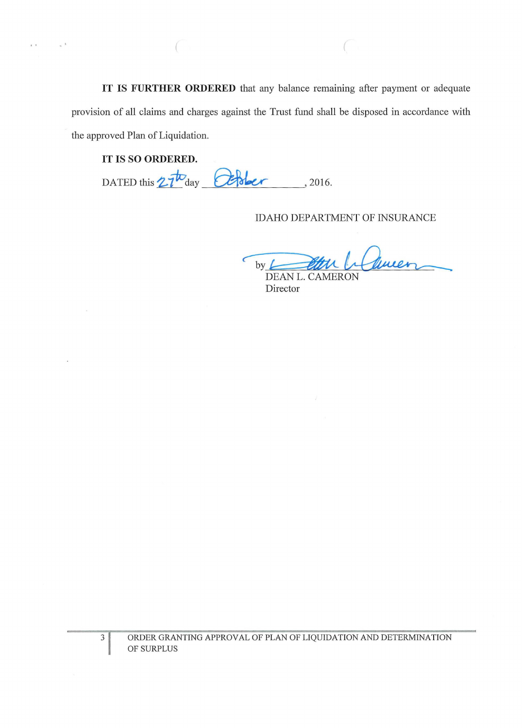**IT IS FURTHER ORDERED** that any balance remaining after payment or adequate provision of all claims and charges against the Trust fund shall be disposed in accordance with the approved Plan of Liquidation.

**IT IS SO ORDERED.**

DATED this 27th day October, 2016.

IDAHO DEPARTMENT OF INSURANCE

by ______________________
DEAN L. CAMERON
Director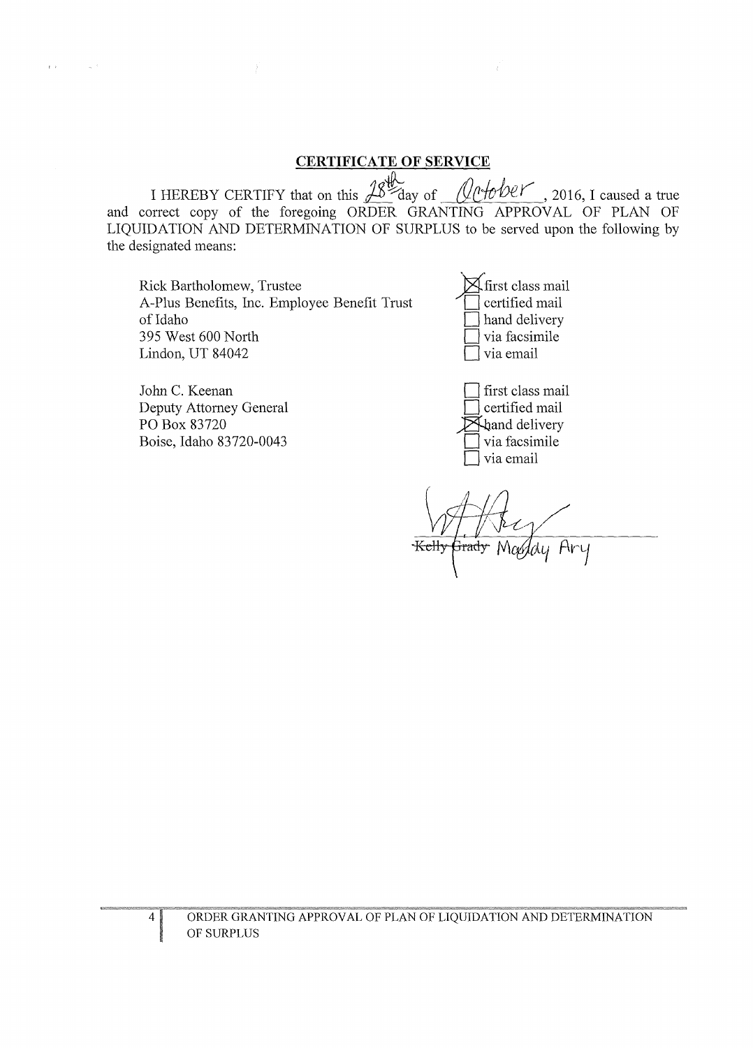## CERTIFICATE OF SERVICE

I HEREBY CERTIFY that on this 28th day of October, 2016, I caused a true and correct copy of the foregoing ORDER GRANTING APPROVAL OF PLAN OF LIQUIDATION AND DETERMINATION OF SURPLUS to be served upon the following by the designated means:

| | |
|---|---|
| Rick Bartholomew, Trustee<br>A-Plus Benefits, Inc. Employee Benefit Trust of Idaho<br>395 West 600 North<br>Lindon, UT 84042 | ☒ first class mail<br>☐ certified mail<br>☐ hand delivery<br>☐ via facsimile<br>☐ via email |
| John C. Keenan<br>Deputy Attorney General<br>PO Box 83720<br>Boise, Idaho 83720-0043 | ☐ first class mail<br>☐ certified mail<br>☒ hand delivery<br>☐ via facsimile<br>☐ via email |

~~Kelly Grady~~ Maddy Ary